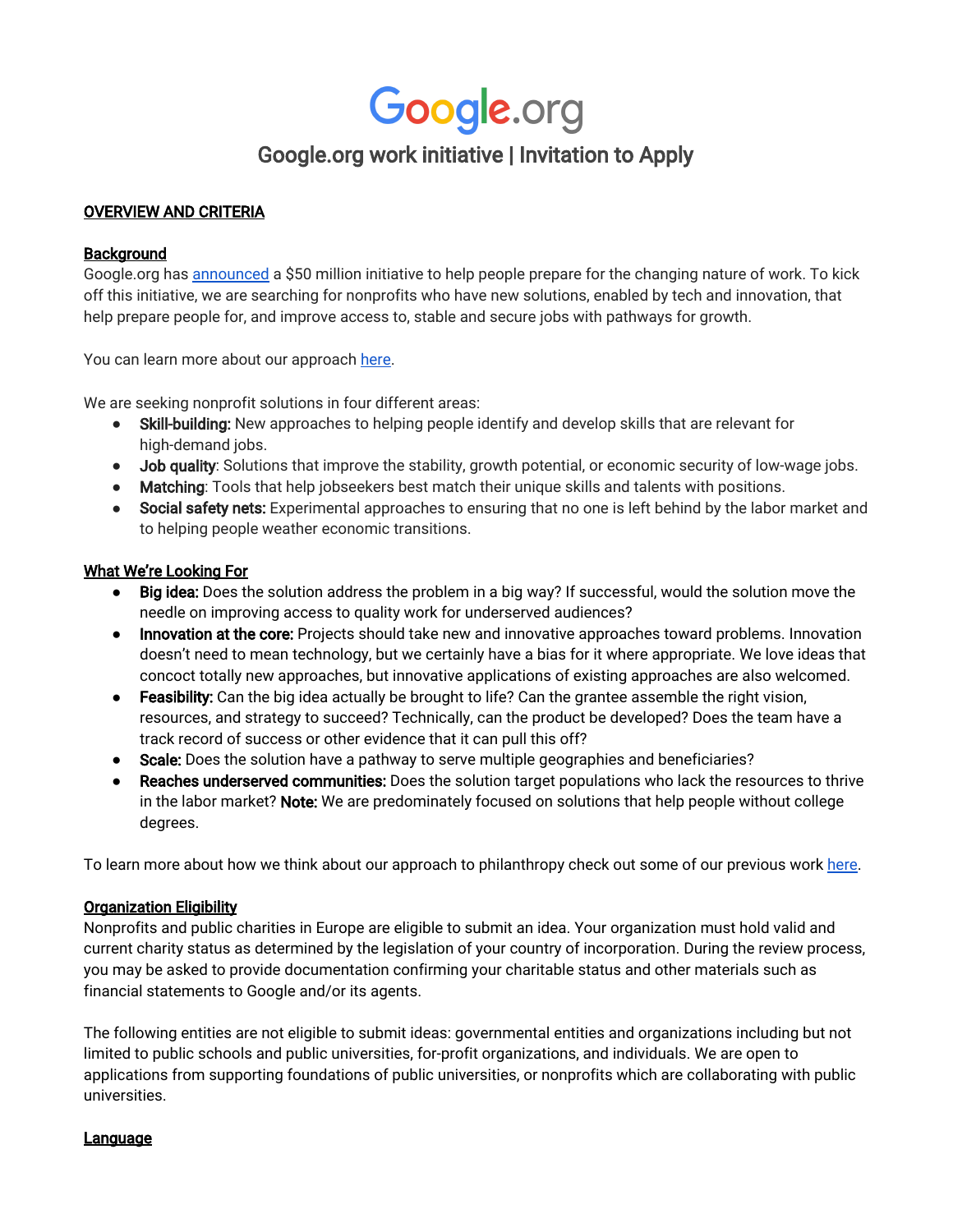# Google.org

## Google.org work initiative | Invitation to Apply

### OVERVIEW AND CRITERIA

#### Background

Google.org has announced a $50 million initiative to help people prepare for the changing nature of work. To kick off this initiative, we are searching for nonprofits who have new solutions, enabled by tech and innovation, that help prepare people for, and improve access to, stable and secure jobs with pathways for growth.

You can learn more about our approach here.

We are seeking nonprofit solutions in four different areas:

- **Skill-building:** New approaches to helping people identify and develop skills that are relevant for high-demand jobs.
- **Job quality**: Solutions that improve the stability, growth potential, or economic security of low-wage jobs.
- **Matching**: Tools that help jobseekers best match their unique skills and talents with positions.
- **Social safety nets:** Experimental approaches to ensuring that no one is left behind by the labor market and to helping people weather economic transitions.

#### What We're Looking For

- **Big idea:** Does the solution address the problem in a big way? If successful, would the solution move the needle on improving access to quality work for underserved audiences?
- **Innovation at the core:** Projects should take new and innovative approaches toward problems. Innovation doesn't need to mean technology, but we certainly have a bias for it where appropriate. We love ideas that concoct totally new approaches, but innovative applications of existing approaches are also welcomed.
- **Feasibility:** Can the big idea actually be brought to life? Can the grantee assemble the right vision, resources, and strategy to succeed? Technically, can the product be developed? Does the team have a track record of success or other evidence that it can pull this off?
- **Scale:** Does the solution have a pathway to serve multiple geographies and beneficiaries?
- **Reaches underserved communities:** Does the solution target populations who lack the resources to thrive in the labor market? **Note:** We are predominately focused on solutions that help people without college degrees.

To learn more about how we think about our approach to philanthropy check out some of our previous work here.

#### Organization Eligibility

Nonprofits and public charities in Europe are eligible to submit an idea. Your organization must hold valid and current charity status as determined by the legislation of your country of incorporation. During the review process, you may be asked to provide documentation confirming your charitable status and other materials such as financial statements to Google and/or its agents.

The following entities are not eligible to submit ideas: governmental entities and organizations including but not limited to public schools and public universities, for-profit organizations, and individuals. We are open to applications from supporting foundations of public universities, or nonprofits which are collaborating with public universities.

#### Language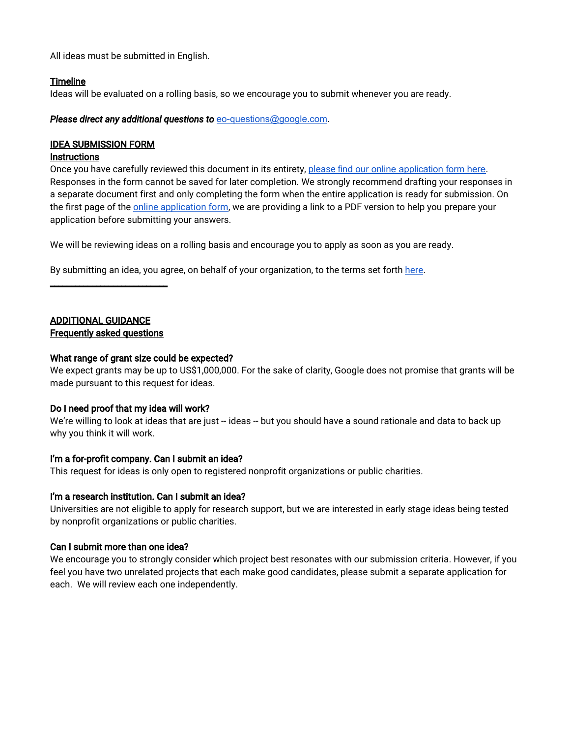All ideas must be submitted in English.

**Timeline**

Ideas will be evaluated on a rolling basis, so we encourage you to submit whenever you are ready.

***Please direct any additional questions to*** [eo-questions@google.com](mailto:eo-questions@google.com).

## IDEA SUBMISSION FORM

**Instructions**

Once you have carefully reviewed this document in its entirety, [please find our online application form here](). Responses in the form cannot be saved for later completion. We strongly recommend drafting your responses in a separate document first and only completing the form when the entire application is ready for submission. On the first page of the [online application form](), we are providing a link to a PDF version to help you prepare your application before submitting your answers.

We will be reviewing ideas on a rolling basis and encourage you to apply as soon as you are ready.

By submitting an idea, you agree, on behalf of your organization, to the terms set forth [here]().

---

## ADDITIONAL GUIDANCE

**Frequently asked questions**

**What range of grant size could be expected?**

We expect grants may be up to US$1,000,000. For the sake of clarity, Google does not promise that grants will be made pursuant to this request for ideas.

**Do I need proof that my idea will work?**

We're willing to look at ideas that are just -- ideas -- but you should have a sound rationale and data to back up why you think it will work.

**I'm a for-profit company. Can I submit an idea?**

This request for ideas is only open to registered nonprofit organizations or public charities.

**I'm a research institution. Can I submit an idea?**

Universities are not eligible to apply for research support, but we are interested in early stage ideas being tested by nonprofit organizations or public charities.

**Can I submit more than one idea?**

We encourage you to strongly consider which project best resonates with our submission criteria. However, if you feel you have two unrelated projects that each make good candidates, please submit a separate application for each. We will review each one independently.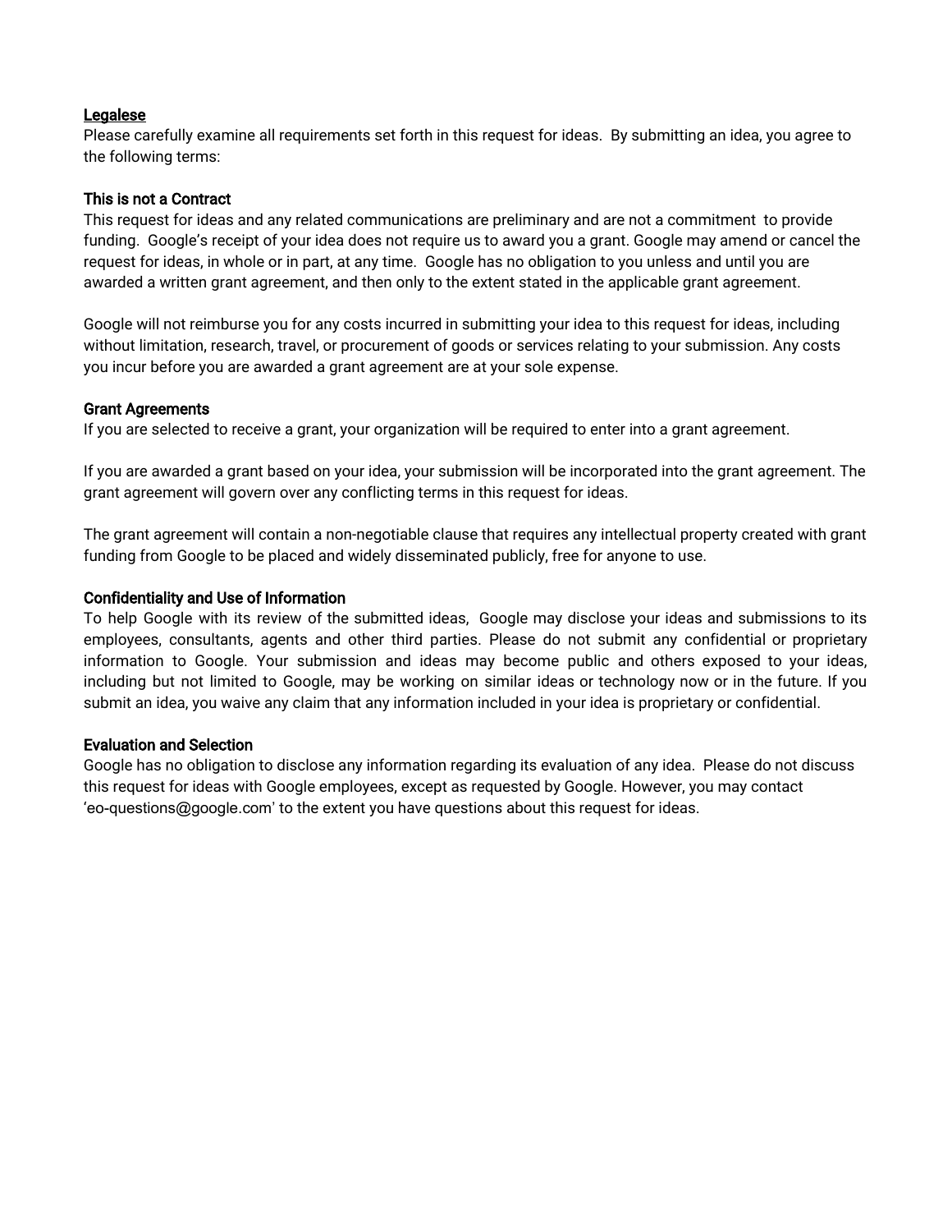## Legalese

Please carefully examine all requirements set forth in this request for ideas. By submitting an idea, you agree to the following terms:

### This is not a Contract

This request for ideas and any related communications are preliminary and are not a commitment to provide funding. Google's receipt of your idea does not require us to award you a grant. Google may amend or cancel the request for ideas, in whole or in part, at any time. Google has no obligation to you unless and until you are awarded a written grant agreement, and then only to the extent stated in the applicable grant agreement.

Google will not reimburse you for any costs incurred in submitting your idea to this request for ideas, including without limitation, research, travel, or procurement of goods or services relating to your submission. Any costs you incur before you are awarded a grant agreement are at your sole expense.

### Grant Agreements

If you are selected to receive a grant, your organization will be required to enter into a grant agreement.

If you are awarded a grant based on your idea, your submission will be incorporated into the grant agreement. The grant agreement will govern over any conflicting terms in this request for ideas.

The grant agreement will contain a non-negotiable clause that requires any intellectual property created with grant funding from Google to be placed and widely disseminated publicly, free for anyone to use.

### Confidentiality and Use of Information

To help Google with its review of the submitted ideas, Google may disclose your ideas and submissions to its employees, consultants, agents and other third parties. Please do not submit any confidential or proprietary information to Google. Your submission and ideas may become public and others exposed to your ideas, including but not limited to Google, may be working on similar ideas or technology now or in the future. If you submit an idea, you waive any claim that any information included in your idea is proprietary or confidential.

### Evaluation and Selection

Google has no obligation to disclose any information regarding its evaluation of any idea. Please do not discuss this request for ideas with Google employees, except as requested by Google. However, you may contact 'eo-questions@google.com' to the extent you have questions about this request for ideas.